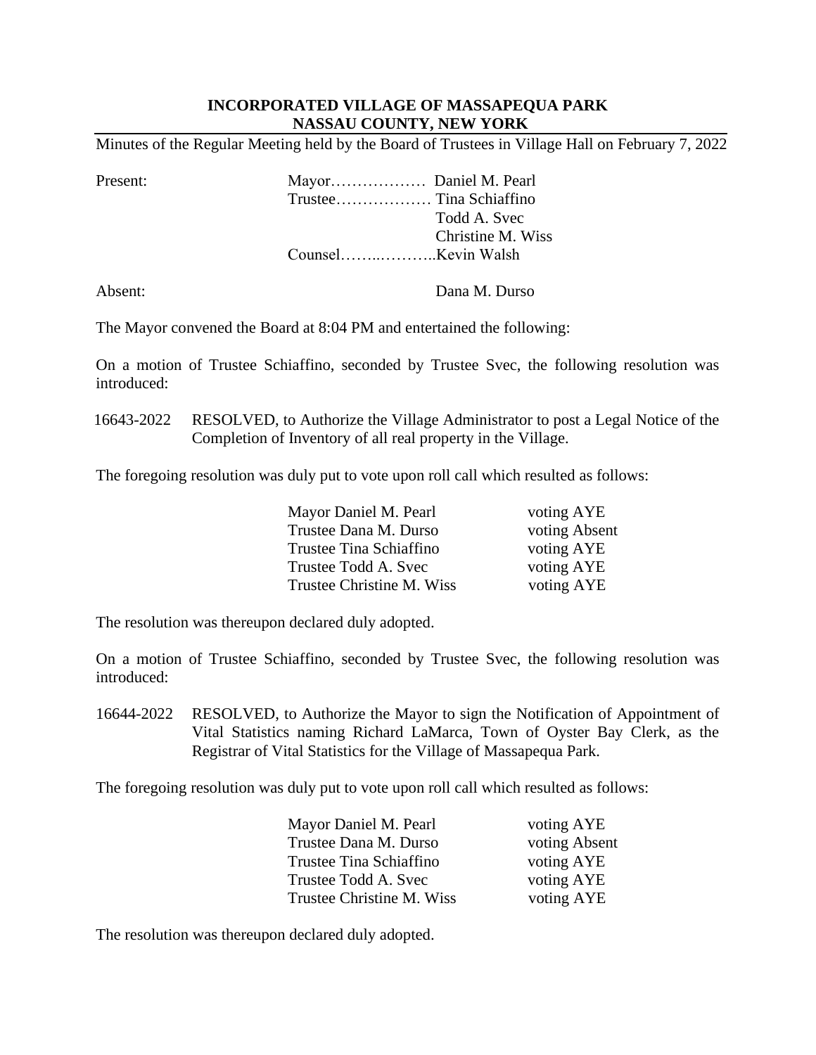**INCORPORATED VILLAGE OF MASSAPEQUA PARK**
**NASSAU COUNTY, NEW YORK**

Minutes of the Regular Meeting held by the Board of Trustees in Village Hall on February 7, 2022

| | | |
|---|---|---|
| Present: | Mayor……………… | Daniel M. Pearl |
| | Trustee……………… | Tina Schiaffino |
| | | Todd A. Svec |
| | | Christine M. Wiss |
| | Counsel……..……….. | Kevin Walsh |
| Absent: | | Dana M. Durso |

The Mayor convened the Board at 8:04 PM and entertained the following:

On a motion of Trustee Schiaffino, seconded by Trustee Svec, the following resolution was introduced:

16643-2022 RESOLVED, to Authorize the Village Administrator to post a Legal Notice of the Completion of Inventory of all real property in the Village.

The foregoing resolution was duly put to vote upon roll call which resulted as follows:

| | |
|---|---|
| Mayor Daniel M. Pearl | voting AYE |
| Trustee Dana M. Durso | voting Absent |
| Trustee Tina Schiaffino | voting AYE |
| Trustee Todd A. Svec | voting AYE |
| Trustee Christine M. Wiss | voting AYE |

The resolution was thereupon declared duly adopted.

On a motion of Trustee Schiaffino, seconded by Trustee Svec, the following resolution was introduced:

16644-2022 RESOLVED, to Authorize the Mayor to sign the Notification of Appointment of Vital Statistics naming Richard LaMarca, Town of Oyster Bay Clerk, as the Registrar of Vital Statistics for the Village of Massapequa Park.

The foregoing resolution was duly put to vote upon roll call which resulted as follows:

| | |
|---|---|
| Mayor Daniel M. Pearl | voting AYE |
| Trustee Dana M. Durso | voting Absent |
| Trustee Tina Schiaffino | voting AYE |
| Trustee Todd A. Svec | voting AYE |
| Trustee Christine M. Wiss | voting AYE |

The resolution was thereupon declared duly adopted.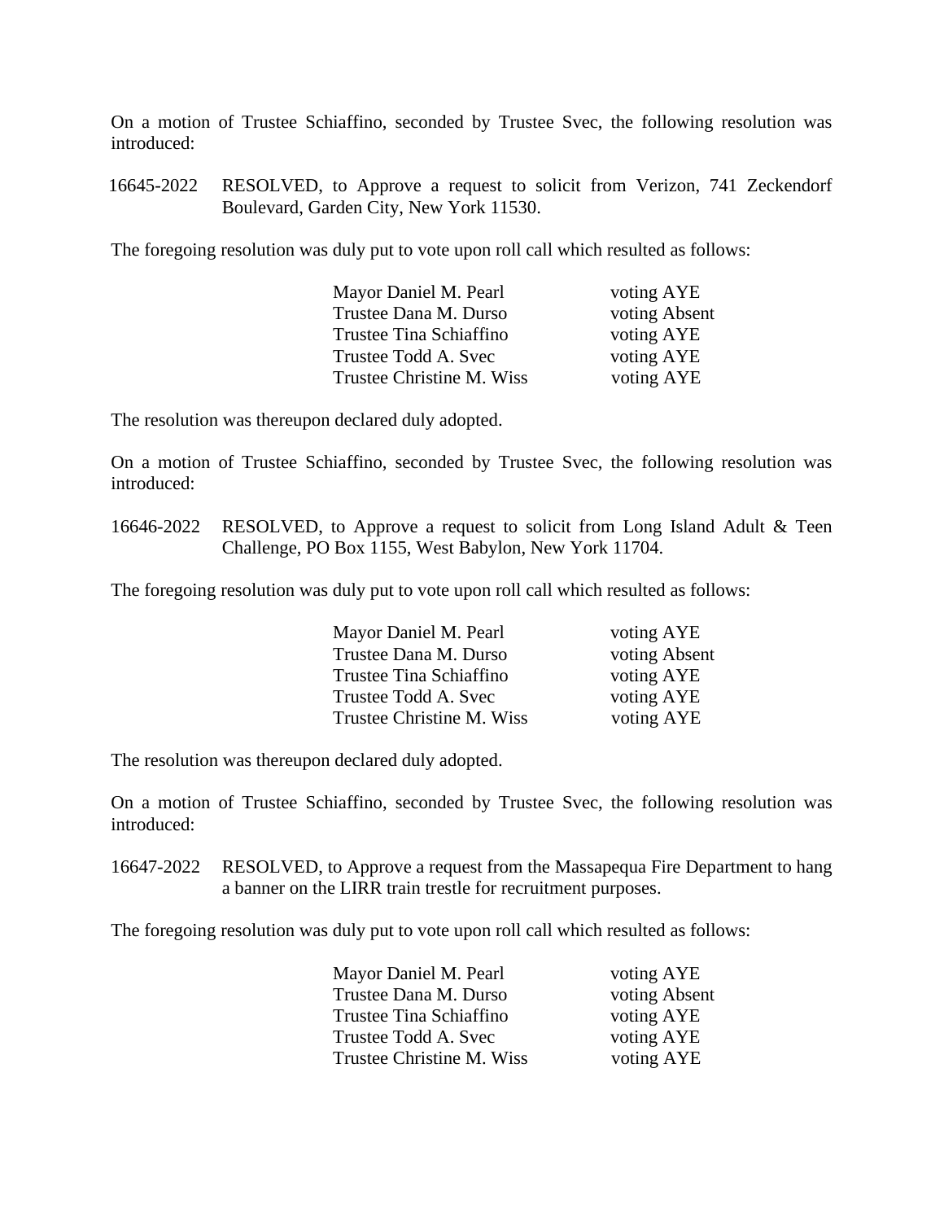On a motion of Trustee Schiaffino, seconded by Trustee Svec, the following resolution was introduced:

16645-2022 RESOLVED, to Approve a request to solicit from Verizon, 741 Zeckendorf Boulevard, Garden City, New York 11530.

The foregoing resolution was duly put to vote upon roll call which resulted as follows:

| | |
|---|---|
| Mayor Daniel M. Pearl | voting AYE |
| Trustee Dana M. Durso | voting Absent |
| Trustee Tina Schiaffino | voting AYE |
| Trustee Todd A. Svec | voting AYE |
| Trustee Christine M. Wiss | voting AYE |

The resolution was thereupon declared duly adopted.

On a motion of Trustee Schiaffino, seconded by Trustee Svec, the following resolution was introduced:

16646-2022 RESOLVED, to Approve a request to solicit from Long Island Adult & Teen Challenge, PO Box 1155, West Babylon, New York 11704.

The foregoing resolution was duly put to vote upon roll call which resulted as follows:

| | |
|---|---|
| Mayor Daniel M. Pearl | voting AYE |
| Trustee Dana M. Durso | voting Absent |
| Trustee Tina Schiaffino | voting AYE |
| Trustee Todd A. Svec | voting AYE |
| Trustee Christine M. Wiss | voting AYE |

The resolution was thereupon declared duly adopted.

On a motion of Trustee Schiaffino, seconded by Trustee Svec, the following resolution was introduced:

16647-2022 RESOLVED, to Approve a request from the Massapequa Fire Department to hang a banner on the LIRR train trestle for recruitment purposes.

The foregoing resolution was duly put to vote upon roll call which resulted as follows:

| | |
|---|---|
| Mayor Daniel M. Pearl | voting AYE |
| Trustee Dana M. Durso | voting Absent |
| Trustee Tina Schiaffino | voting AYE |
| Trustee Todd A. Svec | voting AYE |
| Trustee Christine M. Wiss | voting AYE |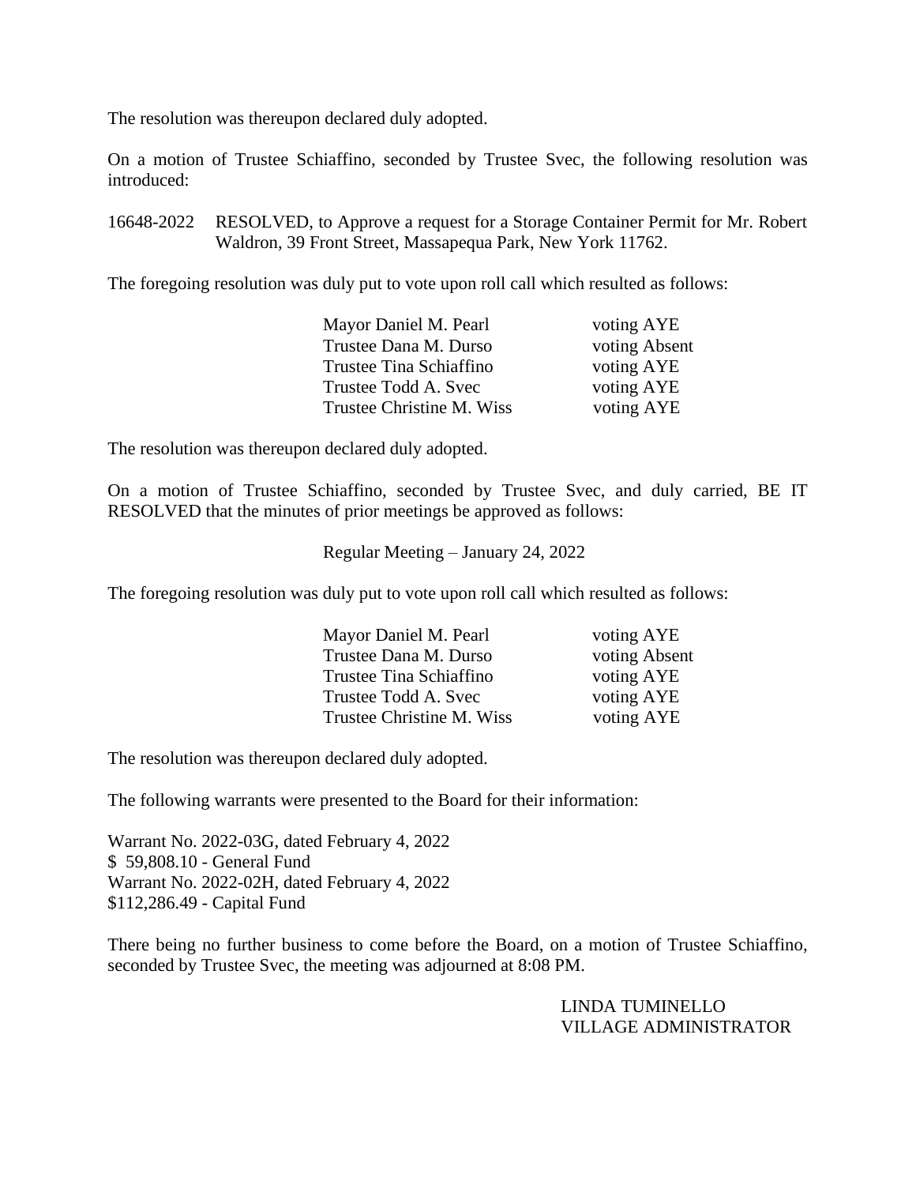The resolution was thereupon declared duly adopted.

On a motion of Trustee Schiaffino, seconded by Trustee Svec, the following resolution was introduced:

16648-2022 RESOLVED, to Approve a request for a Storage Container Permit for Mr. Robert Waldron, 39 Front Street, Massapequa Park, New York 11762.

The foregoing resolution was duly put to vote upon roll call which resulted as follows:

| | |
|---|---|
| Mayor Daniel M. Pearl | voting AYE |
| Trustee Dana M. Durso | voting Absent |
| Trustee Tina Schiaffino | voting AYE |
| Trustee Todd A. Svec | voting AYE |
| Trustee Christine M. Wiss | voting AYE |

The resolution was thereupon declared duly adopted.

On a motion of Trustee Schiaffino, seconded by Trustee Svec, and duly carried, BE IT RESOLVED that the minutes of prior meetings be approved as follows:

Regular Meeting – January 24, 2022

The foregoing resolution was duly put to vote upon roll call which resulted as follows:

| | |
|---|---|
| Mayor Daniel M. Pearl | voting AYE |
| Trustee Dana M. Durso | voting Absent |
| Trustee Tina Schiaffino | voting AYE |
| Trustee Todd A. Svec | voting AYE |
| Trustee Christine M. Wiss | voting AYE |

The resolution was thereupon declared duly adopted.

The following warrants were presented to the Board for their information:

Warrant No. 2022-03G, dated February 4, 2022
$ 59,808.10 - General Fund
Warrant No. 2022-02H, dated February 4, 2022
$112,286.49 - Capital Fund

There being no further business to come before the Board, on a motion of Trustee Schiaffino, seconded by Trustee Svec, the meeting was adjourned at 8:08 PM.

LINDA TUMINELLO
VILLAGE ADMINISTRATOR